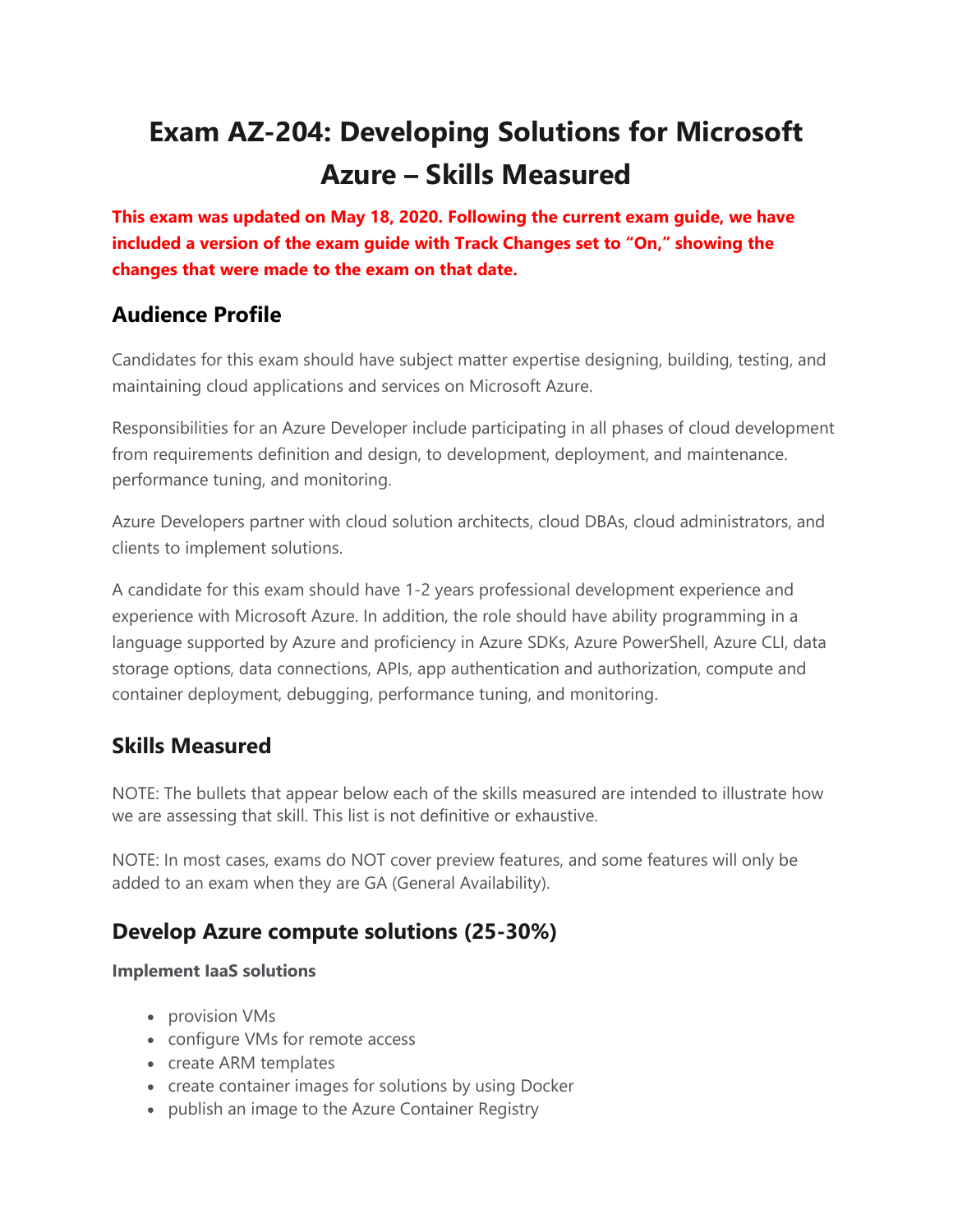# Exam AZ-204: Developing Solutions for Microsoft Azure – Skills Measured

**This exam was updated on May 18, 2020. Following the current exam guide, we have included a version of the exam guide with Track Changes set to "On," showing the changes that were made to the exam on that date.**

## Audience Profile

Candidates for this exam should have subject matter expertise designing, building, testing, and maintaining cloud applications and services on Microsoft Azure.

Responsibilities for an Azure Developer include participating in all phases of cloud development from requirements definition and design, to development, deployment, and maintenance. performance tuning, and monitoring.

Azure Developers partner with cloud solution architects, cloud DBAs, cloud administrators, and clients to implement solutions.

A candidate for this exam should have 1-2 years professional development experience and experience with Microsoft Azure. In addition, the role should have ability programming in a language supported by Azure and proficiency in Azure SDKs, Azure PowerShell, Azure CLI, data storage options, data connections, APIs, app authentication and authorization, compute and container deployment, debugging, performance tuning, and monitoring.

## Skills Measured

NOTE: The bullets that appear below each of the skills measured are intended to illustrate how we are assessing that skill. This list is not definitive or exhaustive.

NOTE: In most cases, exams do NOT cover preview features, and some features will only be added to an exam when they are GA (General Availability).

## Develop Azure compute solutions (25-30%)

**Implement IaaS solutions**

- provision VMs
- configure VMs for remote access
- create ARM templates
- create container images for solutions by using Docker
- publish an image to the Azure Container Registry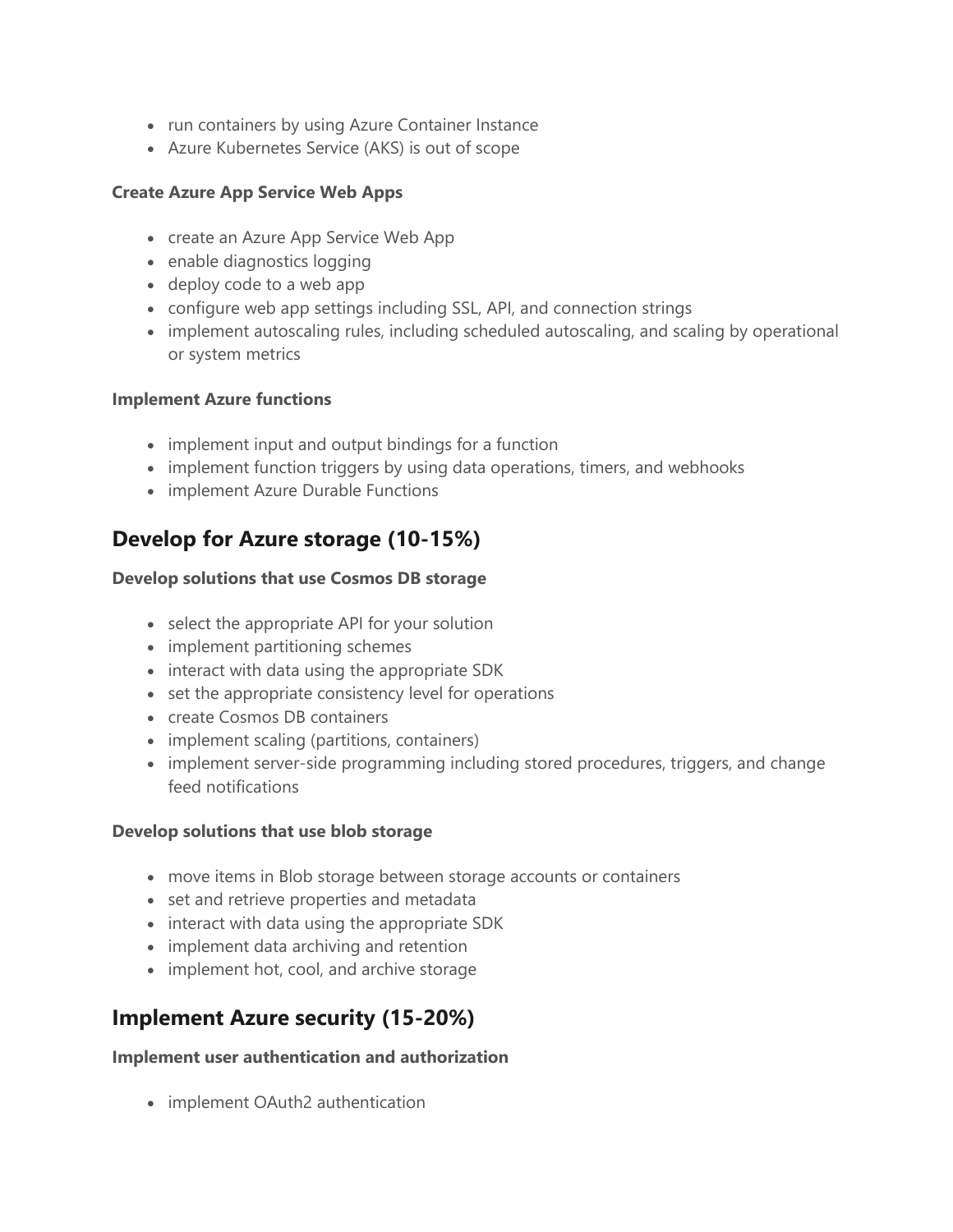- run containers by using Azure Container Instance
- Azure Kubernetes Service (AKS) is out of scope

**Create Azure App Service Web Apps**

- create an Azure App Service Web App
- enable diagnostics logging
- deploy code to a web app
- configure web app settings including SSL, API, and connection strings
- implement autoscaling rules, including scheduled autoscaling, and scaling by operational or system metrics

**Implement Azure functions**

- implement input and output bindings for a function
- implement function triggers by using data operations, timers, and webhooks
- implement Azure Durable Functions

## Develop for Azure storage (10-15%)

**Develop solutions that use Cosmos DB storage**

- select the appropriate API for your solution
- implement partitioning schemes
- interact with data using the appropriate SDK
- set the appropriate consistency level for operations
- create Cosmos DB containers
- implement scaling (partitions, containers)
- implement server-side programming including stored procedures, triggers, and change feed notifications

**Develop solutions that use blob storage**

- move items in Blob storage between storage accounts or containers
- set and retrieve properties and metadata
- interact with data using the appropriate SDK
- implement data archiving and retention
- implement hot, cool, and archive storage

## Implement Azure security (15-20%)

**Implement user authentication and authorization**

- implement OAuth2 authentication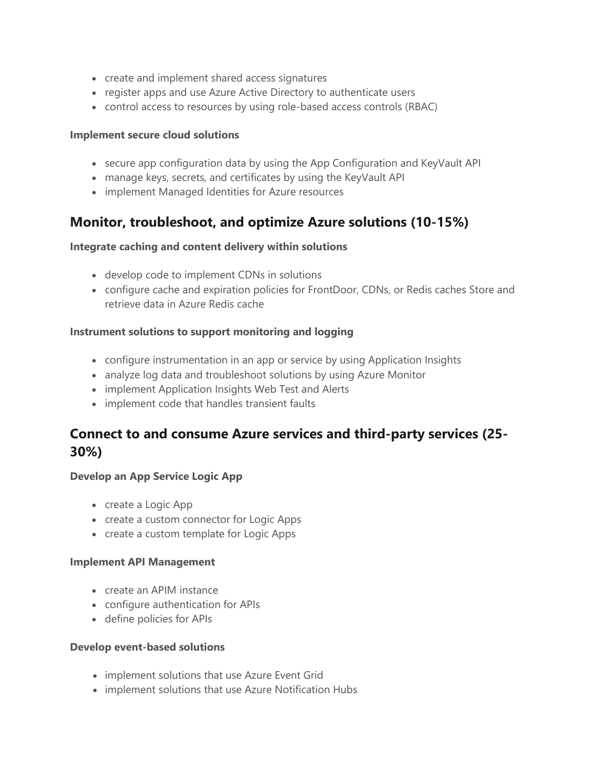- create and implement shared access signatures
- register apps and use Azure Active Directory to authenticate users
- control access to resources by using role-based access controls (RBAC)

**Implement secure cloud solutions**

- secure app configuration data by using the App Configuration and KeyVault API
- manage keys, secrets, and certificates by using the KeyVault API
- implement Managed Identities for Azure resources

## Monitor, troubleshoot, and optimize Azure solutions (10-15%)

**Integrate caching and content delivery within solutions**

- develop code to implement CDNs in solutions
- configure cache and expiration policies for FrontDoor, CDNs, or Redis caches Store and retrieve data in Azure Redis cache

**Instrument solutions to support monitoring and logging**

- configure instrumentation in an app or service by using Application Insights
- analyze log data and troubleshoot solutions by using Azure Monitor
- implement Application Insights Web Test and Alerts
- implement code that handles transient faults

## Connect to and consume Azure services and third-party services (25-30%)

**Develop an App Service Logic App**

- create a Logic App
- create a custom connector for Logic Apps
- create a custom template for Logic Apps

**Implement API Management**

- create an APIM instance
- configure authentication for APIs
- define policies for APIs

**Develop event-based solutions**

- implement solutions that use Azure Event Grid
- implement solutions that use Azure Notification Hubs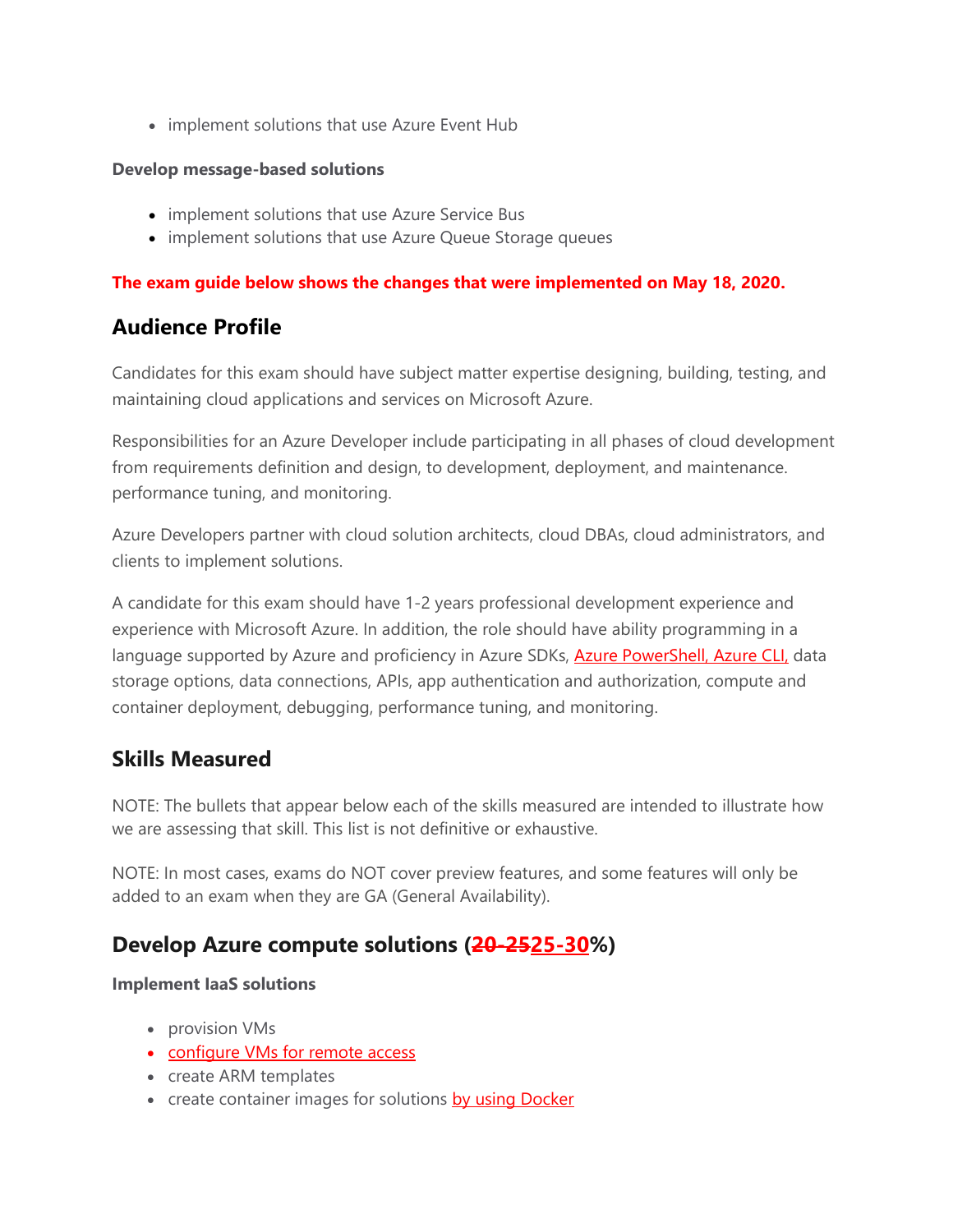- implement solutions that use Azure Event Hub

**Develop message-based solutions**

- implement solutions that use Azure Service Bus
- implement solutions that use Azure Queue Storage queues

**The exam guide below shows the changes that were implemented on May 18, 2020.**

## Audience Profile

Candidates for this exam should have subject matter expertise designing, building, testing, and maintaining cloud applications and services on Microsoft Azure.

Responsibilities for an Azure Developer include participating in all phases of cloud development from requirements definition and design, to development, deployment, and maintenance. performance tuning, and monitoring.

Azure Developers partner with cloud solution architects, cloud DBAs, cloud administrators, and clients to implement solutions.

A candidate for this exam should have 1-2 years professional development experience and experience with Microsoft Azure. In addition, the role should have ability programming in a language supported by Azure and proficiency in Azure SDKs, Azure PowerShell, Azure CLI, data storage options, data connections, APIs, app authentication and authorization, compute and container deployment, debugging, performance tuning, and monitoring.

## Skills Measured

NOTE: The bullets that appear below each of the skills measured are intended to illustrate how we are assessing that skill. This list is not definitive or exhaustive.

NOTE: In most cases, exams do NOT cover preview features, and some features will only be added to an exam when they are GA (General Availability).

## Develop Azure compute solutions (~~20-25~~25-30%)

**Implement IaaS solutions**

- provision VMs
- configure VMs for remote access
- create ARM templates
- create container images for solutions by using Docker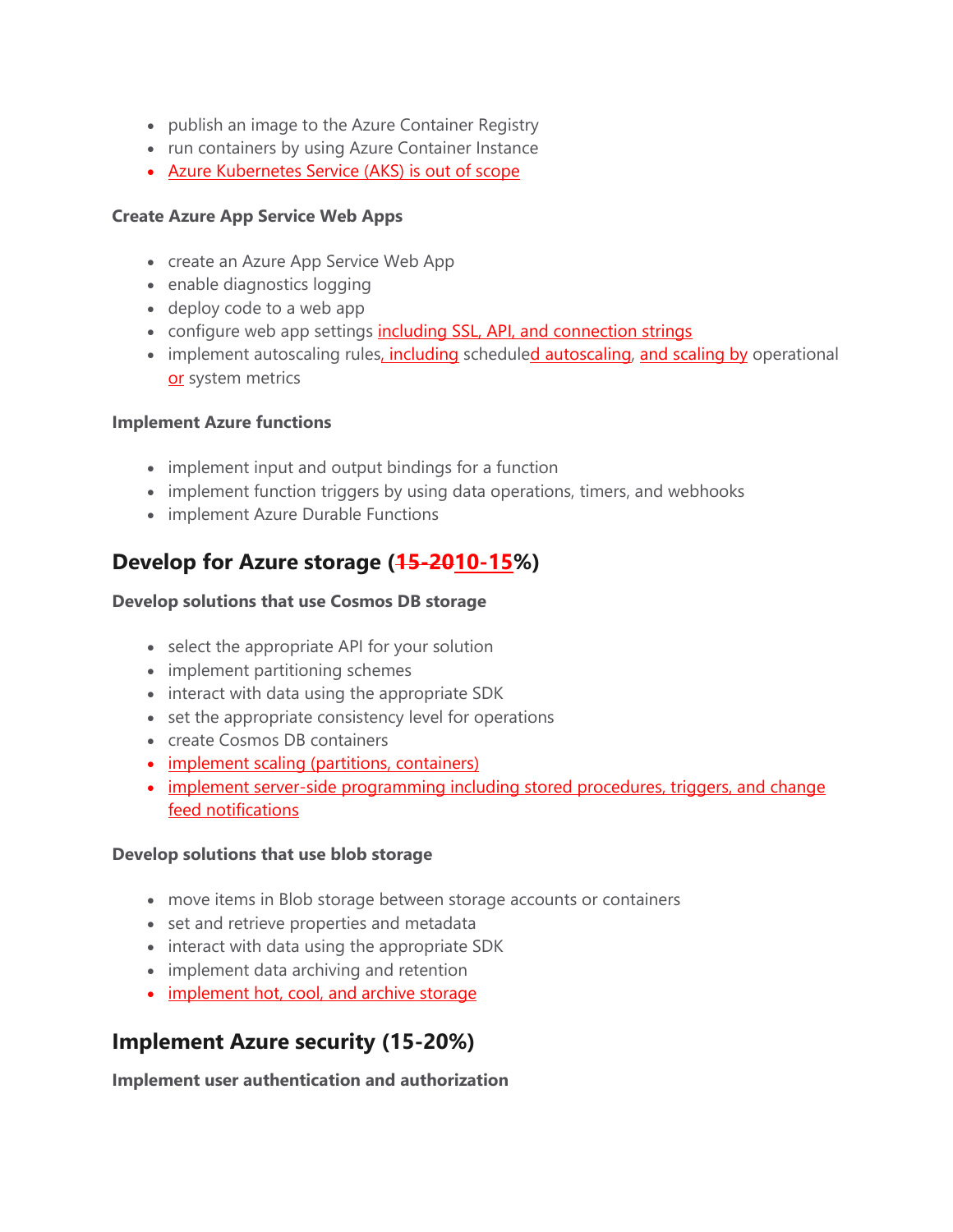- publish an image to the Azure Container Registry
- run containers by using Azure Container Instance
- Azure Kubernetes Service (AKS) is out of scope

**Create Azure App Service Web Apps**

- create an Azure App Service Web App
- enable diagnostics logging
- deploy code to a web app
- configure web app settings including SSL, API, and connection strings
- implement autoscaling rules, including scheduled autoscaling, and scaling by operational or system metrics

**Implement Azure functions**

- implement input and output bindings for a function
- implement function triggers by using data operations, timers, and webhooks
- implement Azure Durable Functions

## Develop for Azure storage (~~15-20~~10-15%)

**Develop solutions that use Cosmos DB storage**

- select the appropriate API for your solution
- implement partitioning schemes
- interact with data using the appropriate SDK
- set the appropriate consistency level for operations
- create Cosmos DB containers
- implement scaling (partitions, containers)
- implement server-side programming including stored procedures, triggers, and change feed notifications

**Develop solutions that use blob storage**

- move items in Blob storage between storage accounts or containers
- set and retrieve properties and metadata
- interact with data using the appropriate SDK
- implement data archiving and retention
- implement hot, cool, and archive storage

## Implement Azure security (15-20%)

**Implement user authentication and authorization**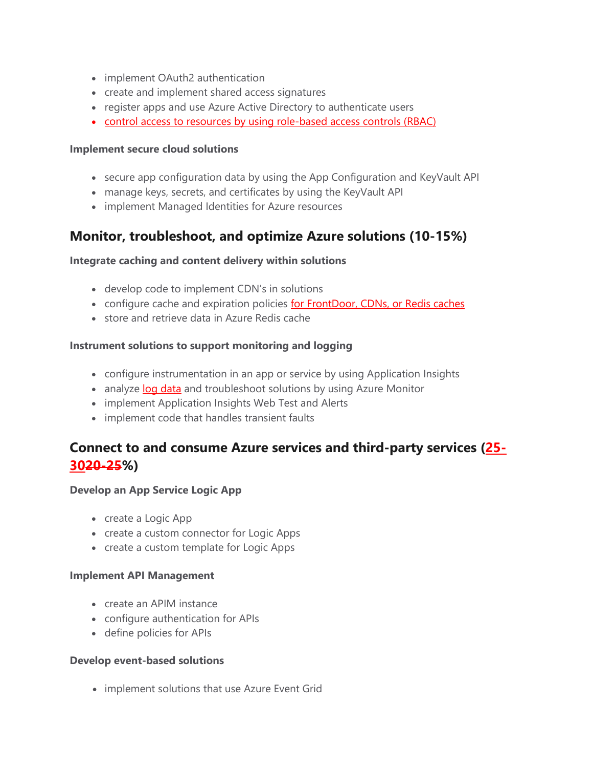- implement OAuth2 authentication
- create and implement shared access signatures
- register apps and use Azure Active Directory to authenticate users
- control access to resources by using role-based access controls (RBAC)

**Implement secure cloud solutions**

- secure app configuration data by using the App Configuration and KeyVault API
- manage keys, secrets, and certificates by using the KeyVault API
- implement Managed Identities for Azure resources

## Monitor, troubleshoot, and optimize Azure solutions (10-15%)

**Integrate caching and content delivery within solutions**

- develop code to implement CDN's in solutions
- configure cache and expiration policies for FrontDoor, CDNs, or Redis caches
- store and retrieve data in Azure Redis cache

**Instrument solutions to support monitoring and logging**

- configure instrumentation in an app or service by using Application Insights
- analyze log data and troubleshoot solutions by using Azure Monitor
- implement Application Insights Web Test and Alerts
- implement code that handles transient faults

## Connect to and consume Azure services and third-party services (25-30~~20-25~~%)

**Develop an App Service Logic App**

- create a Logic App
- create a custom connector for Logic Apps
- create a custom template for Logic Apps

**Implement API Management**

- create an APIM instance
- configure authentication for APIs
- define policies for APIs

**Develop event-based solutions**

- implement solutions that use Azure Event Grid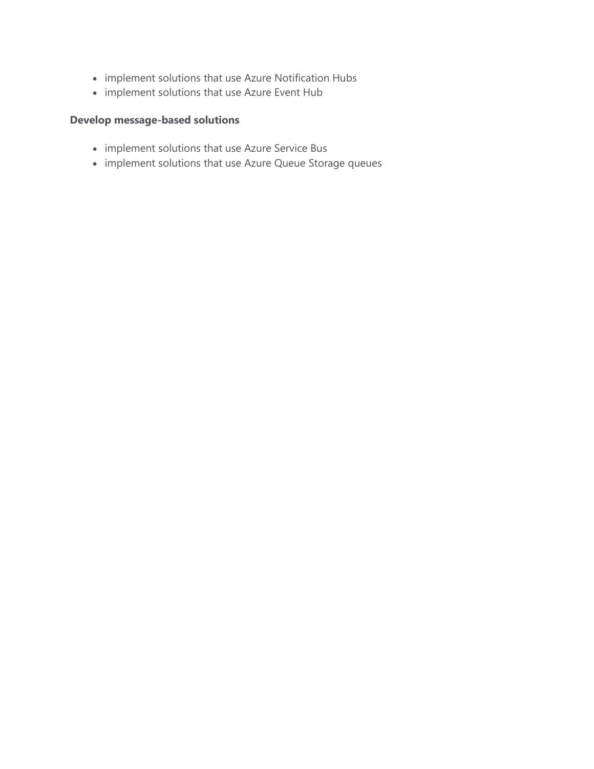- implement solutions that use Azure Notification Hubs
- implement solutions that use Azure Event Hub

**Develop message-based solutions**

- implement solutions that use Azure Service Bus
- implement solutions that use Azure Queue Storage queues